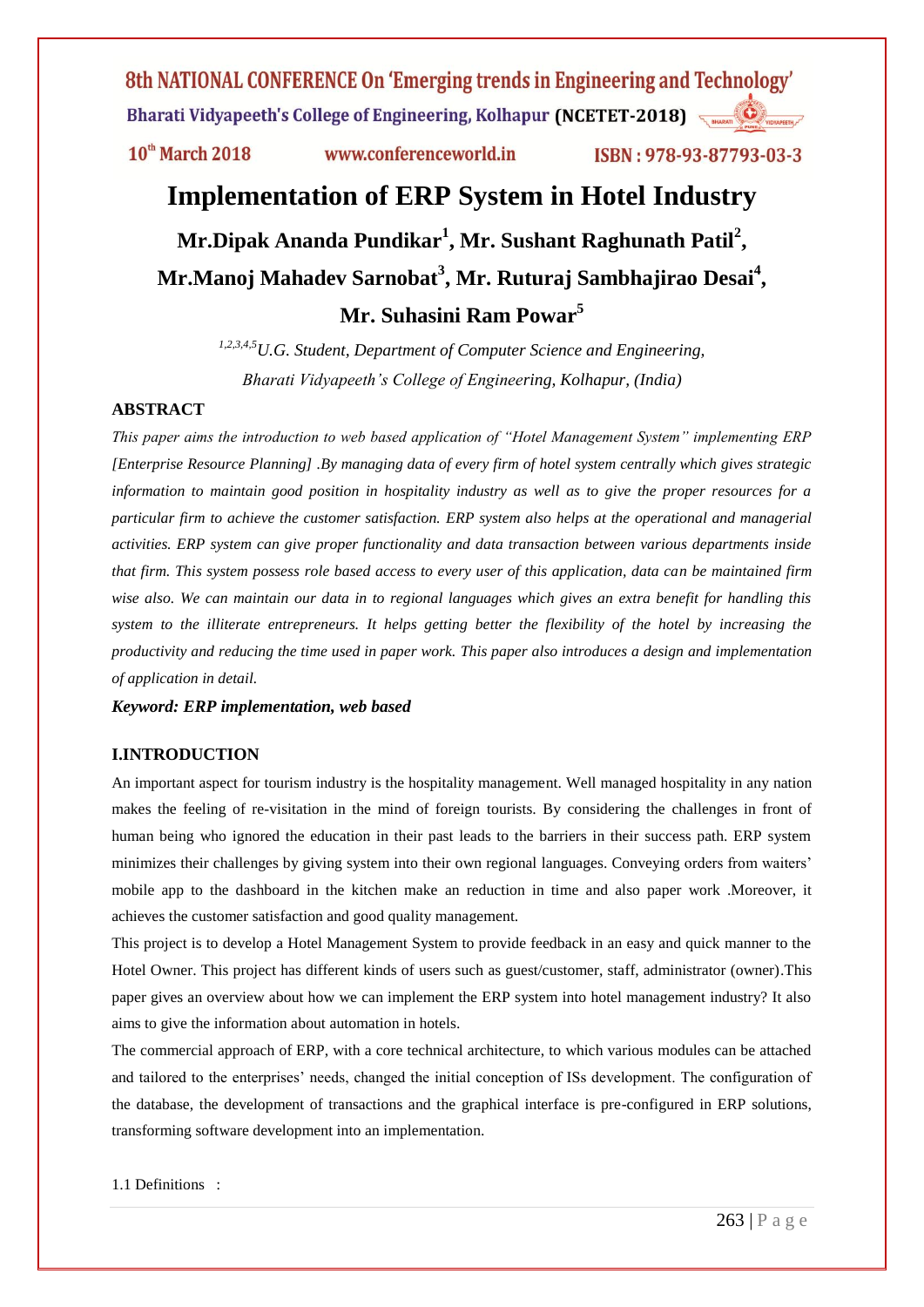# Implementation of ERP System in Hotel Industry

**Mr.Dipak Ananda Pundikar[1], Mr. Sushant Raghunath Patil[2], Mr.Manoj Mahadev Sarnobat[3], Mr. Ruturaj Sambhajirao Desai[4], Mr. Suhasini Ram Powar[5]**

*[1,2,3,4,5]U.G. Student, Department of Computer Science and Engineering, Bharati Vidyapeeth's College of Engineering, Kolhapur, (India)*

## ABSTRACT

*This paper aims the introduction to web based application of "Hotel Management System" implementing ERP [Enterprise Resource Planning] .By managing data of every firm of hotel system centrally which gives strategic information to maintain good position in hospitality industry as well as to give the proper resources for a particular firm to achieve the customer satisfaction. ERP system also helps at the operational and managerial activities. ERP system can give proper functionality and data transaction between various departments inside that firm. This system possess role based access to every user of this application, data can be maintained firm wise also. We can maintain our data in to regional languages which gives an extra benefit for handling this system to the illiterate entrepreneurs. It helps getting better the flexibility of the hotel by increasing the productivity and reducing the time used in paper work. This paper also introduces a design and implementation of application in detail.*

***Keyword: ERP implementation, web based***

## I.INTRODUCTION

An important aspect for tourism industry is the hospitality management. Well managed hospitality in any nation makes the feeling of re-visitation in the mind of foreign tourists. By considering the challenges in front of human being who ignored the education in their past leads to the barriers in their success path. ERP system minimizes their challenges by giving system into their own regional languages. Conveying orders from waiters' mobile app to the dashboard in the kitchen make an reduction in time and also paper work .Moreover, it achieves the customer satisfaction and good quality management.

This project is to develop a Hotel Management System to provide feedback in an easy and quick manner to the Hotel Owner. This project has different kinds of users such as guest/customer, staff, administrator (owner).This paper gives an overview about how we can implement the ERP system into hotel management industry? It also aims to give the information about automation in hotels.

The commercial approach of ERP, with a core technical architecture, to which various modules can be attached and tailored to the enterprises' needs, changed the initial conception of ISs development. The configuration of the database, the development of transactions and the graphical interface is pre-configured in ERP solutions, transforming software development into an implementation.

1.1 Definitions :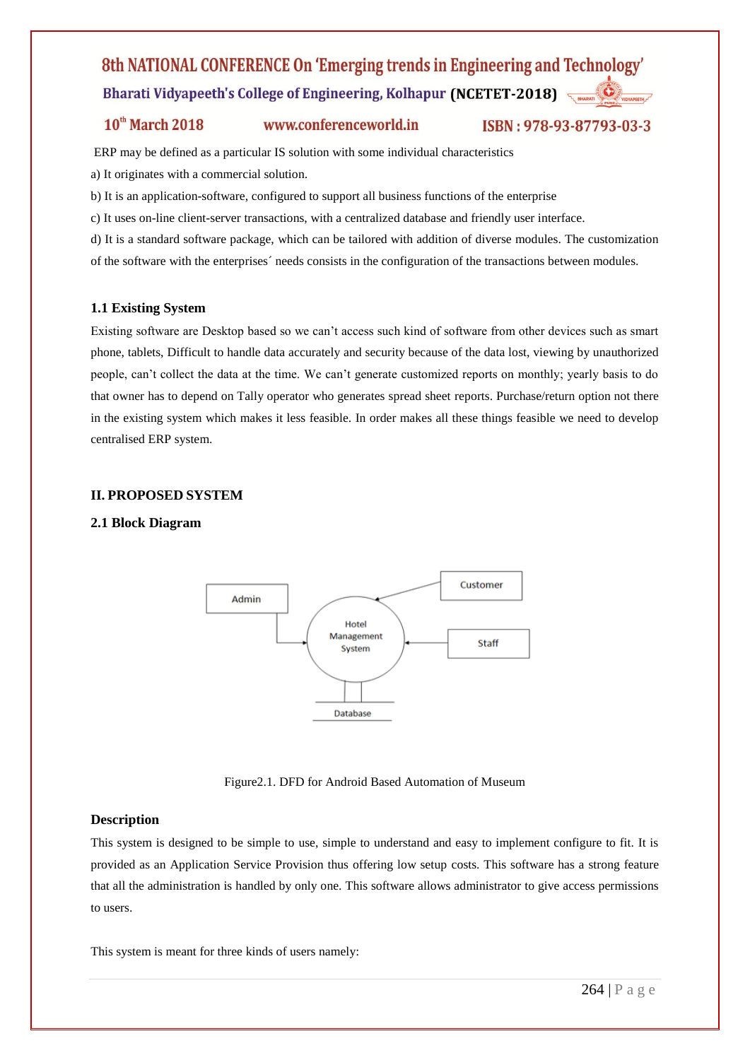ERP may be defined as a particular IS solution with some individual characteristics

a) It originates with a commercial solution.

b) It is an application-software, configured to support all business functions of the enterprise

c) It uses on-line client-server transactions, with a centralized database and friendly user interface.

d) It is a standard software package, which can be tailored with addition of diverse modules. The customization of the software with the enterprises´ needs consists in the configuration of the transactions between modules.

### 1.1 Existing System

Existing software are Desktop based so we can't access such kind of software from other devices such as smart phone, tablets, Difficult to handle data accurately and security because of the data lost, viewing by unauthorized people, can't collect the data at the time. We can't generate customized reports on monthly; yearly basis to do that owner has to depend on Tally operator who generates spread sheet reports. Purchase/return option not there in the existing system which makes it less feasible. In order makes all these things feasible we need to develop centralised ERP system.

## II. PROPOSED SYSTEM

### 2.1 Block Diagram

Admin, Customer, Staff → Hotel Management System — Database

Figure2.1. DFD for Android Based Automation of Museum

### Description

This system is designed to be simple to use, simple to understand and easy to implement configure to fit. It is provided as an Application Service Provision thus offering low setup costs. This software has a strong feature that all the administration is handled by only one. This software allows administrator to give access permissions to users.

This system is meant for three kinds of users namely: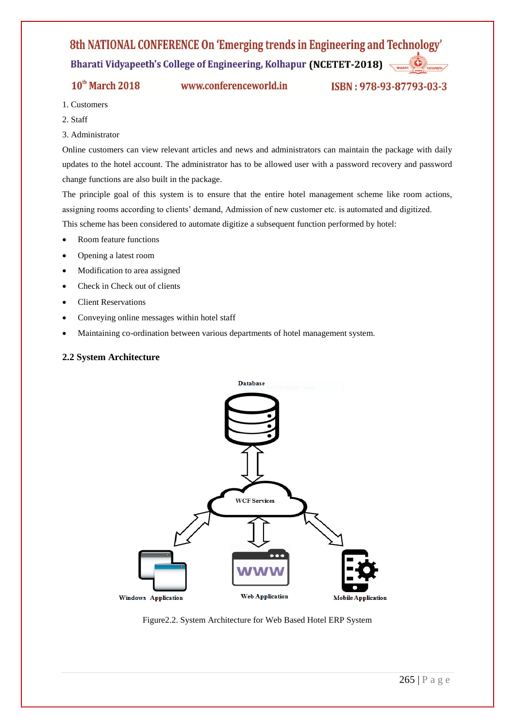1. Customers
2. Staff
3. Administrator

Online customers can view relevant articles and news and administrators can maintain the package with daily updates to the hotel account. The administrator has to be allowed user with a password recovery and password change functions are also built in the package.

The principle goal of this system is to ensure that the entire hotel management scheme like room actions, assigning rooms according to clients' demand, Admission of new customer etc. is automated and digitized.

This scheme has been considered to automate digitize a subsequent function performed by hotel:

- Room feature functions
- Opening a latest room
- Modification to area assigned
- Check in Check out of clients
- Client Reservations
- Conveying online messages within hotel staff
- Maintaining co-ordination between various departments of hotel management system.

### 2.2 System Architecture

Database

WCF Services

Windows Application

Web Application

Mobile Application

Figure2.2. System Architecture for Web Based Hotel ERP System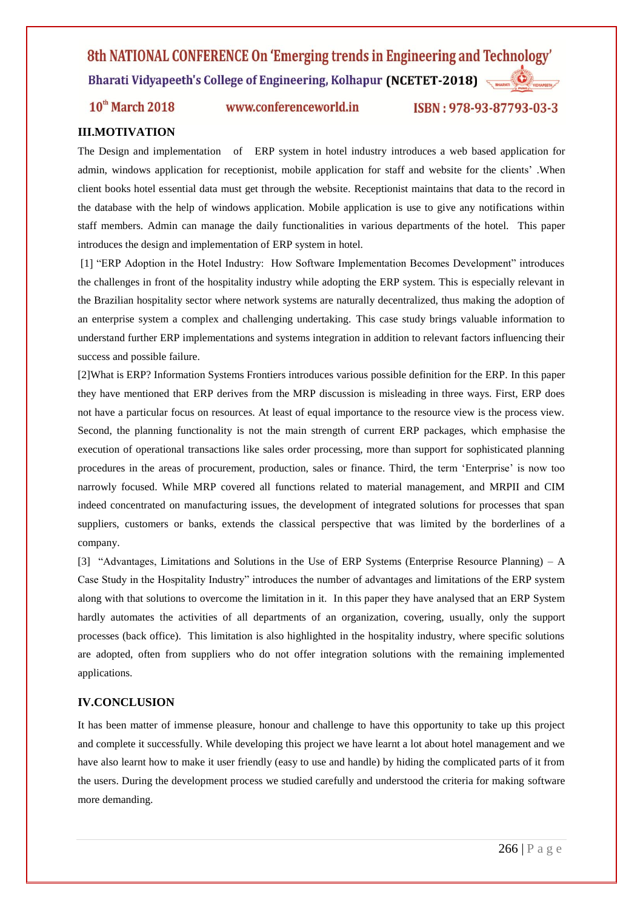## III.MOTIVATION

The Design and implementation of ERP system in hotel industry introduces a web based application for admin, windows application for receptionist, mobile application for staff and website for the clients' .When client books hotel essential data must get through the website. Receptionist maintains that data to the record in the database with the help of windows application. Mobile application is use to give any notifications within staff members. Admin can manage the daily functionalities in various departments of the hotel. This paper introduces the design and implementation of ERP system in hotel.

[1] "ERP Adoption in the Hotel Industry: How Software Implementation Becomes Development" introduces the challenges in front of the hospitality industry while adopting the ERP system. This is especially relevant in the Brazilian hospitality sector where network systems are naturally decentralized, thus making the adoption of an enterprise system a complex and challenging undertaking. This case study brings valuable information to understand further ERP implementations and systems integration in addition to relevant factors influencing their success and possible failure.

[2]What is ERP? Information Systems Frontiers introduces various possible definition for the ERP. In this paper they have mentioned that ERP derives from the MRP discussion is misleading in three ways. First, ERP does not have a particular focus on resources. At least of equal importance to the resource view is the process view. Second, the planning functionality is not the main strength of current ERP packages, which emphasise the execution of operational transactions like sales order processing, more than support for sophisticated planning procedures in the areas of procurement, production, sales or finance. Third, the term 'Enterprise' is now too narrowly focused. While MRP covered all functions related to material management, and MRPII and CIM indeed concentrated on manufacturing issues, the development of integrated solutions for processes that span suppliers, customers or banks, extends the classical perspective that was limited by the borderlines of a company.

[3] "Advantages, Limitations and Solutions in the Use of ERP Systems (Enterprise Resource Planning) – A Case Study in the Hospitality Industry" introduces the number of advantages and limitations of the ERP system along with that solutions to overcome the limitation in it. In this paper they have analysed that an ERP System hardly automates the activities of all departments of an organization, covering, usually, only the support processes (back office). This limitation is also highlighted in the hospitality industry, where specific solutions are adopted, often from suppliers who do not offer integration solutions with the remaining implemented applications.

## IV.CONCLUSION

It has been matter of immense pleasure, honour and challenge to have this opportunity to take up this project and complete it successfully. While developing this project we have learnt a lot about hotel management and we have also learnt how to make it user friendly (easy to use and handle) by hiding the complicated parts of it from the users. During the development process we studied carefully and understood the criteria for making software more demanding.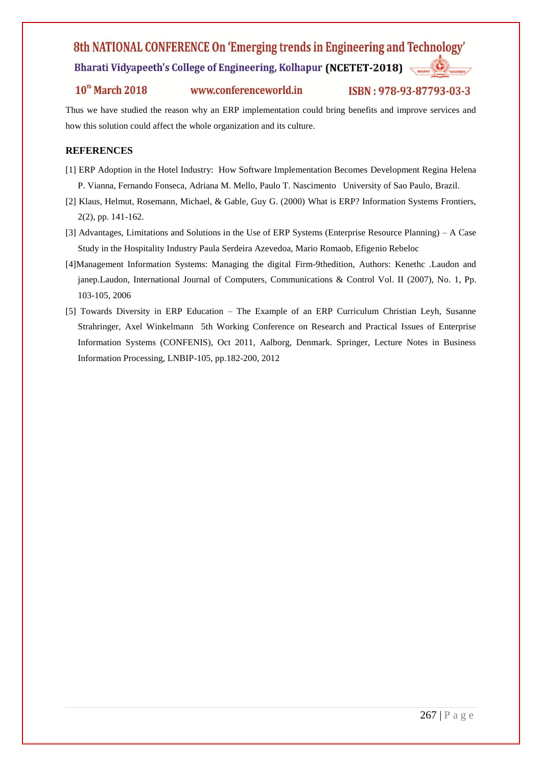Thus we have studied the reason why an ERP implementation could bring benefits and improve services and how this solution could affect the whole organization and its culture.

## REFERENCES

[1] ERP Adoption in the Hotel Industry: How Software Implementation Becomes Development Regina Helena P. Vianna, Fernando Fonseca, Adriana M. Mello, Paulo T. Nascimento University of Sao Paulo, Brazil.

[2] Klaus, Helmut, Rosemann, Michael, & Gable, Guy G. (2000) What is ERP? Information Systems Frontiers, 2(2), pp. 141-162.

[3] Advantages, Limitations and Solutions in the Use of ERP Systems (Enterprise Resource Planning) – A Case Study in the Hospitality Industry Paula Serdeira Azevedoa, Mario Romaob, Efigenio Rebeloc

[4]Management Information Systems: Managing the digital Firm-9thedition, Authors: Kenethc .Laudon and janep.Laudon, International Journal of Computers, Communications & Control Vol. II (2007), No. 1, Pp. 103-105, 2006

[5] Towards Diversity in ERP Education – The Example of an ERP Curriculum Christian Leyh, Susanne Strahringer, Axel Winkelmann 5th Working Conference on Research and Practical Issues of Enterprise Information Systems (CONFENIS), Oct 2011, Aalborg, Denmark. Springer, Lecture Notes in Business Information Processing, LNBIP-105, pp.182-200, 2012